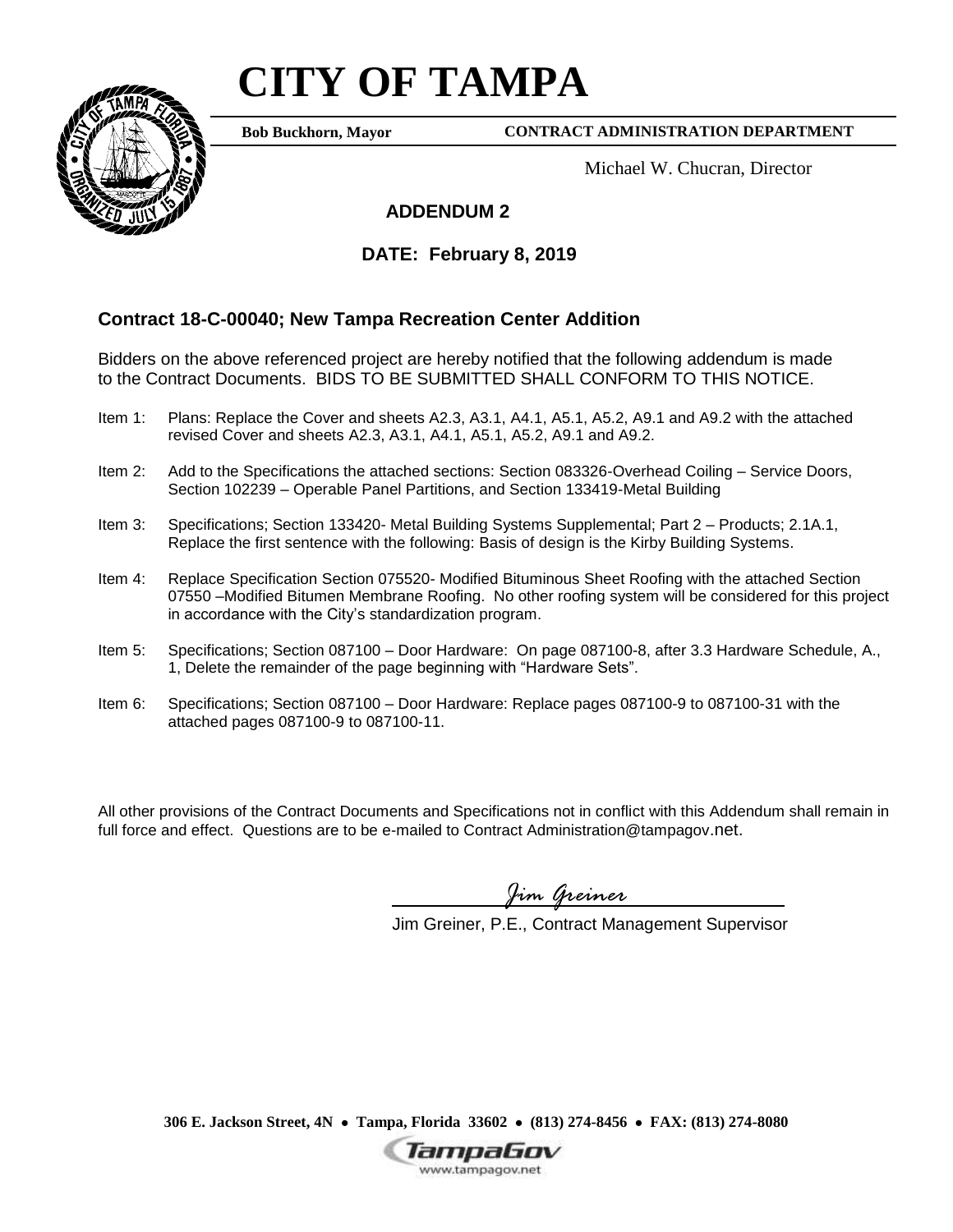# CITY OF TAMPA

**Bob Buckhorn, Mayor** **CONTRACT ADMINISTRATION DEPARTMENT**

Michael W. Chucran, Director

## ADDENDUM 2

## DATE: February 8, 2019

### Contract 18-C-00040; New Tampa Recreation Center Addition

Bidders on the above referenced project are hereby notified that the following addendum is made to the Contract Documents. BIDS TO BE SUBMITTED SHALL CONFORM TO THIS NOTICE.

Item 1: Plans: Replace the Cover and sheets A2.3, A3.1, A4.1, A5.1, A5.2, A9.1 and A9.2 with the attached revised Cover and sheets A2.3, A3.1, A4.1, A5.1, A5.2, A9.1 and A9.2.

Item 2: Add to the Specifications the attached sections: Section 083326-Overhead Coiling – Service Doors, Section 102239 – Operable Panel Partitions, and Section 133419-Metal Building

Item 3: Specifications; Section 133420- Metal Building Systems Supplemental; Part 2 – Products; 2.1A.1, Replace the first sentence with the following: Basis of design is the Kirby Building Systems.

Item 4: Replace Specification Section 075520- Modified Bituminous Sheet Roofing with the attached Section 07550 –Modified Bitumen Membrane Roofing. No other roofing system will be considered for this project in accordance with the City's standardization program.

Item 5: Specifications; Section 087100 – Door Hardware: On page 087100-8, after 3.3 Hardware Schedule, A., 1, Delete the remainder of the page beginning with "Hardware Sets".

Item 6: Specifications; Section 087100 – Door Hardware: Replace pages 087100-9 to 087100-31 with the attached pages 087100-9 to 087100-11.

All other provisions of the Contract Documents and Specifications not in conflict with this Addendum shall remain in full force and effect. Questions are to be e-mailed to Contract Administration@tampagov.net.

*Jim Greiner*

Jim Greiner, P.E., Contract Management Supervisor

306 E. Jackson Street, 4N • Tampa, Florida 33602 • (813) 274-8456 • FAX: (813) 274-8080

TampaGov www.tampagov.net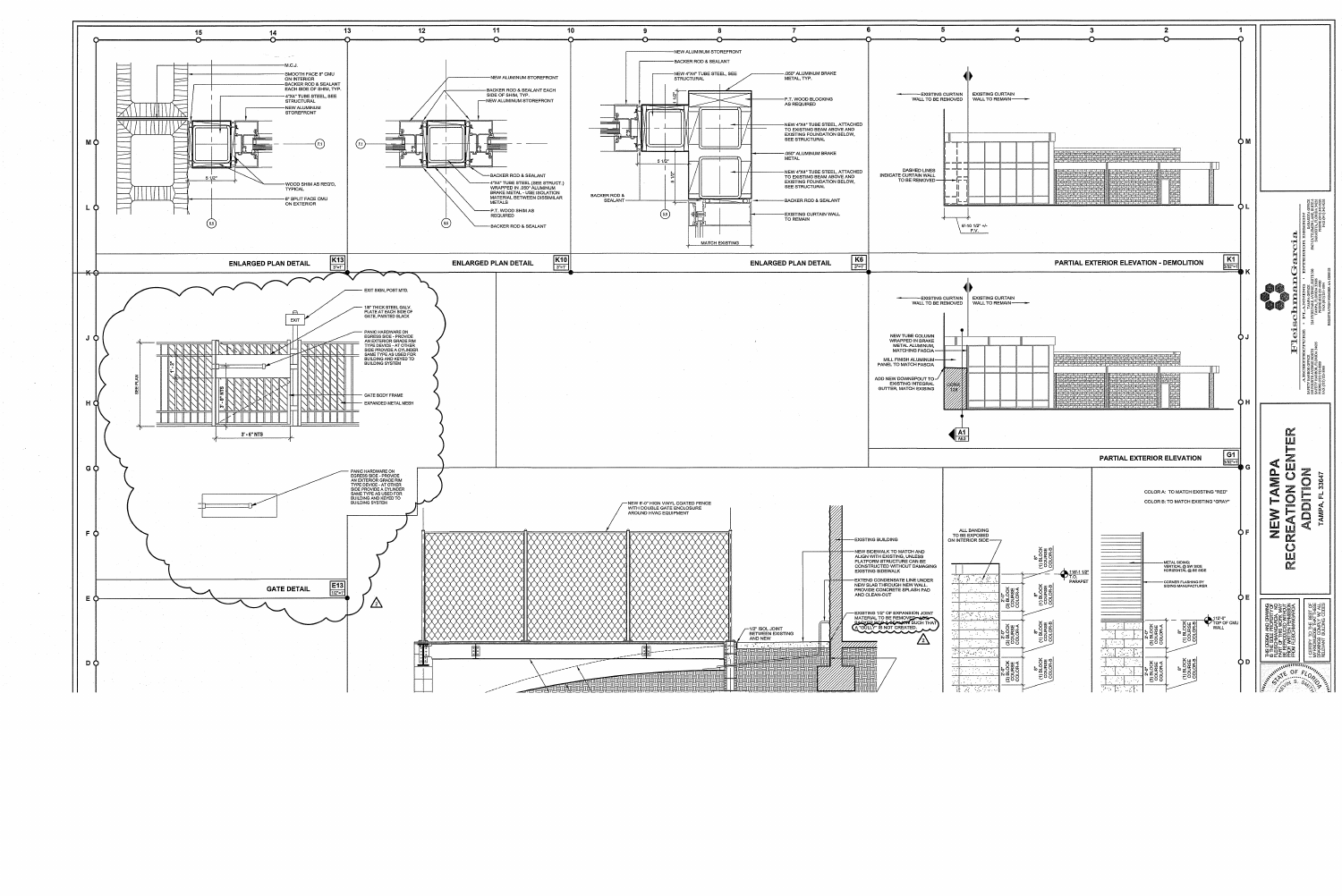## ENLARGED PLAN DETAIL (K13, 3"=1')

- M.C.J.
- SMOOTH FACE 8" CMU ON INTERIOR
- BACKER ROD & SEALANT EACH SIDE OF SHIM, TYP.
- 4"X4" TUBE STEEL, SEE STRUCTURAL
- NEW ALUMINUM STOREFRONT
- WOOD SHIM AS REQ'D, TYPICAL
- 8" SPLIT FACE CMU ON EXTERIOR
- 5 1/2"

## ENLARGED PLAN DETAIL (K10, 3"=1')

- NEW ALUMINUM STOREFRONT
- BACKER ROD & SEALANT EACH SIDE OF SHIM, TYP.
- NEW ALUMINUM STOREFRONT
- BACKER ROD & SEALANT
- 4"X4" TUBE STEEL (SEE STRUCT.) WRAPPED IN .050" ALUMINUM BRAKE METAL - USE ISOLATION MATERIAL BETWEEN DISSIMILAR METALS
- P.T. WOOD SHIM AS REQUIRED
- BACKER ROD & SEALANT

## ENLARGED PLAN DETAIL (K6, 3"=1')

- NEW ALUMINUM STOREFRONT
- BACKER ROD & SEALANT
- NEW 4"X4" TUBE STEEL, SEE STRUCTURAL
- .050" ALUMINUM BRAKE METAL, TYP.
- P.T. WOOD BLOCKING AS REQUIRED
- NEW 4"X4" TUBE STEEL, ATTACHED TO EXISTING BEAM ABOVE AND EXISTING FOUNDATION BELOW, SEE STRUCTURAL
- .050" ALUMINUM BRAKE METAL
- NEW 4"X4" TUBE STEEL, ATTACHED TO EXISTING BEAM ABOVE AND EXISTING FOUNDATION BELOW, SEE STRUCTURAL
- BACKER ROD & SEALANT
- EXISTING CURTAIN WALL TO REMAIN
- BACKER ROD & SEALANT
- MATCH EXISTING
- 5 1/2"

## PARTIAL EXTERIOR ELEVATION - DEMOLITION (K1, 3/32"=1')

- EXISTING CURTAIN WALL TO BE REMOVED
- EXISTING CURTAIN WALL TO REMAIN
- DASHED LINES INDICATE CURTAIN WALL TO BE REMOVED
- 6'-10 1/2" +/- F.V.

## PARTIAL EXTERIOR ELEVATION (G1, 3/32"=1')

- EXISTING CURTAIN WALL TO BE REMOVED
- EXISTING CURTAIN WALL TO REMAIN
- NEW TUBE COLUMN WRAPPED IN BRAKE METAL ALUMINUM, MATCHING FASCIA
- MILL FINISH ALUMINUM PANEL TO MATCH FASCIA
- ADD NEW DOWNSPOUT TO EXISTING INTEGRAL GUTTER, MATCH EXISTING
- A1

## GATE DETAIL (E13, 1/2"=1')

- EXIT SIGN, POST MTD.
- 1/8" THICK STEEL GALV. PLATE AT EACH SIDE OF GATE, PAINTED BLACK
- PANIC HARDWARE ON EGRESS SIDE - PROVIDE AN EXTERIOR GRADE RIM TYPE DEVICE - AT OTHER SIDE PROVIDE A CYLINDER SAME TYPE AS USED FOR BUILDING AND KEYED TO BUILDING SYSTEM
- GATE BODY FRAME
- EXPANDED METAL MESH
- 3'-6" NTS
- 3'-6" NTS
- 1'-2"
- SEE PLAN
- PANIC HARDWARE ON EGRESS SIDE - PROVIDE AN EXTERIOR GRADE RIM TYPE DEVICE - AT OTHER SIDE PROVIDE A CYLINDER SAME TYPE AS USED FOR BUILDING AND KEYED TO BUILDING SYSTEM

## Fence / Sidewalk Section

- NEW 6'-0" HIGH VINYL COATED FENCE WITH DOUBLE GATE ENCLOSURE AROUND HVAC EQUIPMENT
- EXISTING BUILDING
- NEW SIDEWALK TO MATCH AND ALIGN WITH EXISTING, UNLESS PLATFORM STRUCTURE CAN BE CONSTRUCTED WITHOUT DAMAGING EXISTING SIDEWALK
- EXTEND CONDENSATE LINE UNDER NEW SLAB THROUGH NEW WALL. PROVIDE CONCRETE SPLASH PAD AND CLEAN-OUT
- EXISTING 1/2" OF EXPANSION JOINT MATERIAL TO BE REMOVED AND BACKER ROD & SEALANT SUCH THAT A "GULLY" IS NOT CREATED
- 1/2" ISOL JOINT BETWEEN EXISTING AND NEW

## CMU Banding Elevation

- ALL BANDING TO BE EXPOSED ON INTERIOR SIDE
- 118'-1 1/2" T.O. PARAPET
- 8" (1) BLOCK COURSE COLOR A
- 8" (1) BLOCK COURSE COLOR B
- 2'-0" (3) BLOCK COURSE COLOR A
- 8" (1) BLOCK COURSE COLOR B
- 2'-0" (3) BLOCK COURSE COLOR A

COLOR A: TO MATCH EXISTING "RED"
COLOR B: TO MATCH EXISTING "GRAY"

- METAL SIDING, VERTICAL @ BW SIDE, HORIZONTAL @ BE SIDE
- CORNER FLASHING BY SIDING MANUFACTURER
- 112'-0" TOP OF CMU WALL
- 2'-0" (3) BLOCK COURSE COLOR A
- 8" (1) BLOCK COURSE COLOR B
- 2'-0" (3) BLOCK COURSE COLOR A

## NEW TAMPA RECREATION CENTER ADDITION

TAMPA, FL 33647

FleischmanGarcia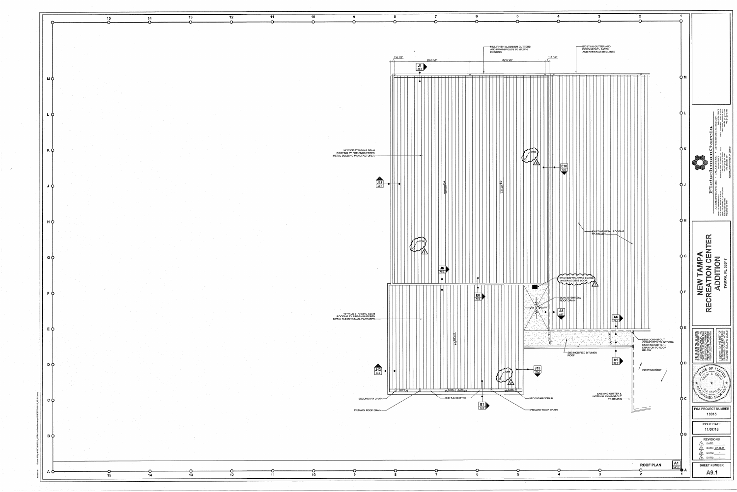MILL FINISH ALUMINUM GUTTERS AND DOWNSPOUTS TO MATCH EXISTING

EXISTING GUTTER AND DOWNSPOUT - PATCH AND REPAIR AS REQUIRED

1'-6 1/2" | 28'-8 1/2" | 24'-5 1/2" | 1'-8 1/2"

16" WIDE STANDING SEAM ROOFING BY PRE-ENGINEERED METAL BUILDING MANUFACTURER

VTR

EXISTING METAL ROOFING TO REMAIN

PROVIDE WALKWAY BOARD UNDER ACCESS DOOR

DUAL OVERFLOW ROOF DRAIN

16" WIDE STANDING SEAM ROOFING BY PRE-ENGINEERED METAL BUILDING MANUFACTURER

NEW DOWNSPOUT CONNECTED TO INTEGRAL EXISTING GUTTER - DRAIN ON TO ROOF BELOW

SBS MODIFIED BITUMEN ROOF

EXISTING ROOF

SECONDARY DRAIN

BUILT-IN GUTTER

SECONDARY DRAIN

PRIMARY ROOF DRAIN

PRIMARY ROOF DRAIN

EXISTING GUTTER & INTERNAL DOWNSPOUT TO REMAIN

ROOF PLAN A1 1/8"=1'

FleischmanGarcia
ARCHITECTURE · PLANNING · INTERIOR DESIGN

# NEW TAMPA RECREATION CENTER ADDITION

TAMPA, FL 33647

STATE OF FLORIDA
KEVIN S. SMITH
NO. AR91556
REGISTERED ARCHITECT

FGA PROJECT NUMBER
18015

ISSUE DATE
11/07/18

REVISIONS
1 DATE: -
2 DATE: 02-06-19
3 DATE: -
4 DATE: -

SHEET NUMBER
A9.1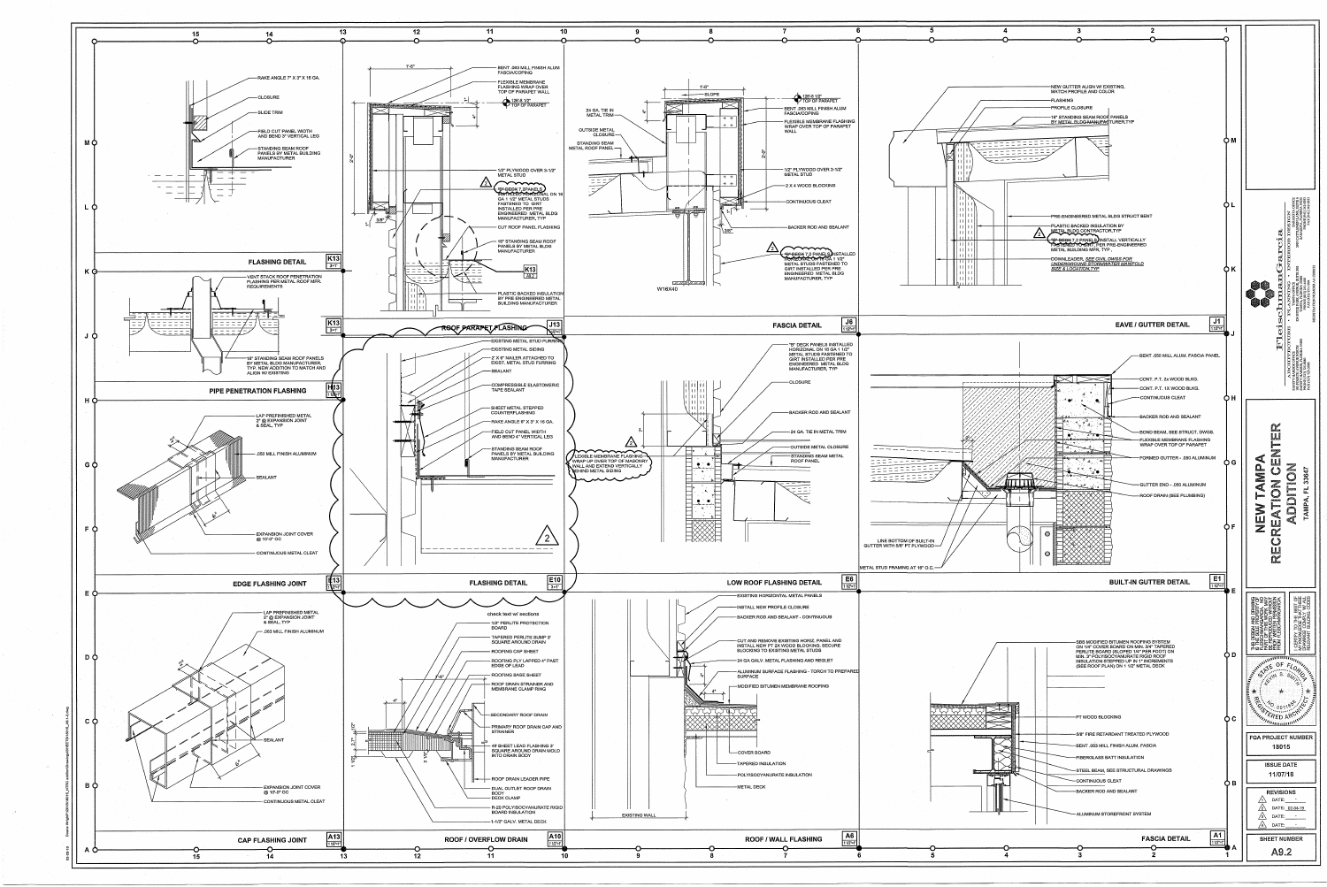## FLASHING DETAIL (K13, 3"=1')

- RAKE ANGLE 7" X 3" X 16 GA.
- CLOSURE
- SLIDE TRIM
- FIELD CUT PANEL WIDTH AND BEND 3" VERTICAL LEG
- STANDING SEAM ROOF PANELS BY METAL BUILDING MANUFACTURER

## PIPE PENETRATION FLASHING (H13, 1 1/2"=1')

- VENT STACK ROOF PENETRATION FLASHING PER METAL ROOF MFR. REQUIREMENTS
- 16" STANDING SEAM ROOF PANELS BY METAL BLDG MANUFACTURER, TYP. NEW ADDITION TO MATCH AND ALIGN W/ EXISTING

## EDGE FLASHING JOINT (E13)

- LAP PREFINISHED METAL 2" @ EXPANSION JOINT & SEAL, TYP
- .050 MILL FINISH ALUMINUM
- SEALANT
- EXPANSION JOINT COVER @ 10'-0" OC
- CONTINUOUS METAL CLEAT

## CAP FLASHING JOINT (A13, 1 1/2"=1')

- LAP PREFINISHED METAL 2" @ EXPANSION JOINT & SEAL, TYP
- .063 MILL FINISH ALUMINUM
- SEALANT
- EXPANSION JOINT COVER @ 10'-0" OC
- CONTINUOUS METAL CLEAT

## ROOF PARAPET FLASHING (J13)

- BENT .063 MILL FINISH ALUM FASCIA/COPING
- FLEXIBLE MEMBRANE FLASHING WRAP OVER TOP OF PARAPET WALL
- 126'-6 1/2" TOP OF PARAPET
- 1'-6"
- 2'-0"
- 1/2" PLYWOOD OVER 3-1/2" METAL STUD
- "B" DECK 7.2 PANELS INSTALLED HORIZONTAL ON 16 GA 1 1/2" METAL STUDS FASTENED TO GIRT INSTALLED PER PRE ENGINEERED METAL BLDG MANUFACTURER, TYP
- CUT ROOF PANEL FLASHING
- 16" STANDING SEAM ROOF PANELS BY METAL BUILDING MANUFACTURER
- K13
- PLASTIC BACKED INSULATION BY PRE ENGINEERED METAL BUILDING MANUFACTURER

## FLASHING DETAIL (E10, 3"=1')

- EXISTING METAL STUD FURRING
- EXISTING METAL SIDING
- 2" X 6" NAILER ATTACHED TO EXIST. METAL STUD FURRING
- SEALANT
- COMPRESSIBLE ELASTOMERIC TAPE SEALANT
- SHEET METAL STEPPED COUNTERFLASHING
- RAKE ANGLE 6" X 3" X 16 GA.
- FIELD CUT PANEL WIDTH AND BEND 4" VERTICAL LEG
- STANDING SEAM ROOF PANELS BY METAL BUILDING MANUFACTURER

## ROOF / OVERFLOW DRAIN (A10, 1 1/2"=1')

check text w/ sections

- 1/2" PERLITE PROTECTION BOARD
- TAPERED PERLITE SUMP 3' SQUARE AROUND DRAIN
- ROOFING CAP SHEET
- ROOFING PLY LAPPED 4" PAST EDGE OF LEAD
- ROOFING BASE SHEET
- ROOF DRAIN STRAINER AND MEMBRANE CLAMP RING
- SECONDARY ROOF DRAIN
- PRIMARY ROOF DRAIN CAP AND STRAINER
- #8 SHEET LEAD FLASHING 3' SQUARE AROUND DRAIN MOLD INTO DRAIN BODY
- ROOF DRAIN LEADER PIPE
- DUAL OUTLET ROOF DRAIN BODY
- DECK CLAMP
- R-20 POLYISOCYANURATE RIGID BOARD INSULATION
- 1-1/2" GALV. METAL DECK

## FASCIA DETAIL (J6, 1 1/2"=1')

- 1'-6"
- SLOPE
- 126'-6 1/2" TOP OF PARAPET
- 24 GA. TIE IN METAL TRIM
- OUTSIDE METAL CLOSURE
- STANDING SEAM METAL ROOF PANEL
- BENT .063 MILL FINISH ALUM FASCIA/COPING
- FLEXIBLE MEMBRANE FLASHING WRAP OVER TOP OF PARAPET WALL
- 1/2" PLYWOOD OVER 3-1/2" METAL STUD
- 2 X 4 WOOD BLOCKING
- CONTINUOUS CLEAT
- BACKER ROD AND SEALANT
- "B" DECK 7.2 PANELS INSTALLED HORIZONTAL ON 16 GA 1 1/2" METAL STUDS FASTENED TO GIRT INSTALLED PER PRE ENGINEERED METAL BLDG MANUFACTURER, TYP
- W16X40

## LOW ROOF FLASHING DETAIL (E6, 1 1/2"=1')

- "B" DECK PANELS INSTALLED HORIZONAL ON 16 GA 1 1/2" METAL STUDS FASTENED TO GIRT INSTALLED PER PRE ENGINEERED METAL BLDG MANUFACTURER, TYP
- CLOSURE
- BACKER ROD AND SEALANT
- 24 GA. TIE IN METAL TRIM
- OUTSIDE METAL CLOSURE
- STANDING SEAM METAL ROOF PANEL
- FLEXIBLE MEMBRANE FLASHING WRAP UP OVER TOP OF MASONRY WALL AND EXTEND VERTICALLY BEHIND METAL SIDING

## ROOF / WALL FLASHING (A6, 1 1/2"=1')

- EXISTING HORIZONTAL METAL PANELS
- INSTALL NEW PROFILE CLOSURE
- BACKER ROD AND SEALANT - CONTINUOUS
- CUT AND REMOVE EXISTING HORIZ. PANEL AND INSTALL NEW PT 2X WOOD BLOCKING. SECURE BLOCKING TO EXISTING METAL STUDS
- 24 GA GALV. METAL FLASHING AND REGLET
- ALUMINUM SURFACE FLASHING - TORCH TO PREPARED SURFACE
- MODIFIED BITUMEN MEMBRANE ROOFING
- COVER BOARD
- TAPERED INSULATION
- POLYISOCYANURATE INSULATION
- METAL DECK
- EXISTING WALL

## EAVE / GUTTER DETAIL (J1, 1 1/2"=1')

- NEW GUTTER ALIGN W/ EXISTING, MATCH PROFILE AND COLOR
- FLASHING
- PROFILE CLOSURE
- 16" STANDING SEAM ROOF PANELS BY METAL BLDG MANUFACTURER, TYP
- PRE-ENGINEERED METAL BLDG STRUCT BENT
- PLASTIC BACKED INSULATION BY METAL BLDG CONTRACTOR, TYP
- "B" DECK 7.2 PANELS INSTALL VERTICALLY FASTENED TO GIRT PER PRE-ENGINEERED METAL BUILDING MFR, TYP.
- DOWNLEADER, *SEE CIVIL DWGS FOR UNDERGROUND STORMWATER MANIFOLD SIZE & LOCATION TYP*

## BUILT-IN GUTTER DETAIL (E1, 1 1/2"=1')

- BENT .050 MILL ALUM. FASCIA PANEL
- CONT. P.T. 2x WOOD BLKG.
- CONT. P.T. 1X WOOD BLKG.
- CONTINUOUS CLEAT
- BACKER ROD AND SEALANT
- BOND BEAM, SEE STRUCT. DWGS.
- FLEXIBLE MEMBRANE FLASHING WRAP OVER TOP OF PARAPET
- FORMED GUTTER - .050 ALUMINUM
- GUTTER END - .050 ALUMINUM
- ROOF DRAIN (SEE PLUMBING)
- LINE BOTTOM OF BUILT-IN GUTTER WITH 5/8" PT PLYWOOD
- METAL STUD FRAMING AT 16" O.C.

## FASCIA DETAIL (A1, 1 1/2"=1')

- SBS MODIFIED BITUMEN ROOFING SYSTEM ON 1/4" COVER BOARD ON MIN. 3/4" TAPERED PERLITE BOARD (SLOPED 1/4" PER FOOT) ON MIN. 2" POLYISOCYANURATE RIGID ROOF INSULATION STEPPED UP IN 1" INCREMENTS (SEE ROOF PLAN) ON 1 1/2" METAL DECK
- PT WOOD BLOCKING
- 5/8" FIRE RETARDANT TREATED PLYWOOD
- BENT .063 MILL FINISH ALUM. FASCIA
- FIBERGLASS BATT INSULATION
- STEEL BEAM, SEE STRUCTURAL DRAWINGS
- CONTINUOUS CLEAT
- BACKER ROD AND SEALANT
- ALUMINUM STOREFRONT SYSTEM

---

**FleischmanGarcia** — ARCHITECTURE · PLANNING · INTERIOR DESIGN

**NEW TAMPA RECREATION CENTER ADDITION**
TAMPA, FL 33647

STATE OF FLORIDA — REGISTERED ARCHITECT

| | |
|---|---|
| FGA PROJECT NUMBER | 18015 |
| ISSUE DATE | 11/07/18 |

REVISIONS

- 1 DATE: -
- 2 DATE: 02-04-19
- 3 DATE: -
- 4 DATE: -

SHEET NUMBER: **A9.2**